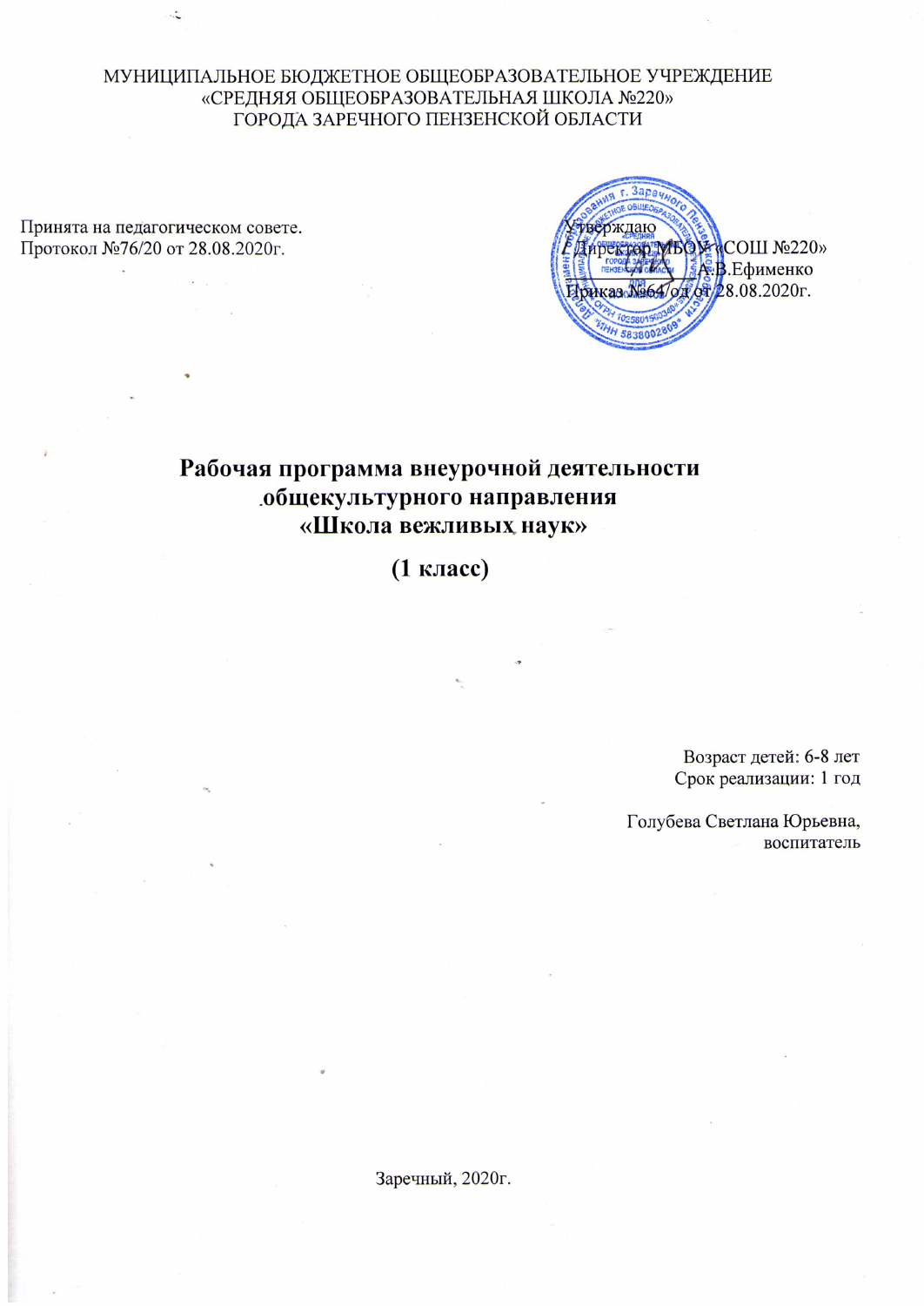МУНИЦИПАЛЬНОЕ БЮДЖЕТНОЕ ОБЩЕОБРАЗОВАТЕЛЬНОЕ УЧРЕЖДЕНИЕ
«СРЕДНЯЯ ОБЩЕОБРАЗОВАТЕЛЬНАЯ ШКОЛА №220»
ГОРОДА ЗАРЕЧНОГО ПЕНЗЕНСКОЙ ОБЛАСТИ

Принята на педагогическом совете.
Протокол №76/20 от 28.08.2020г.

Утверждаю
Директор МБОУ «СОШ №220»
А.В.Ефименко
Приказ №64/од от 28.08.2020г.

# Рабочая программа внеурочной деятельности общекультурного направления «Школа вежливых наук»

## (1 класс)

Возраст детей: 6-8 лет
Срок реализации: 1 год

Голубева Светлана Юрьевна,
воспитатель

Заречный, 2020г.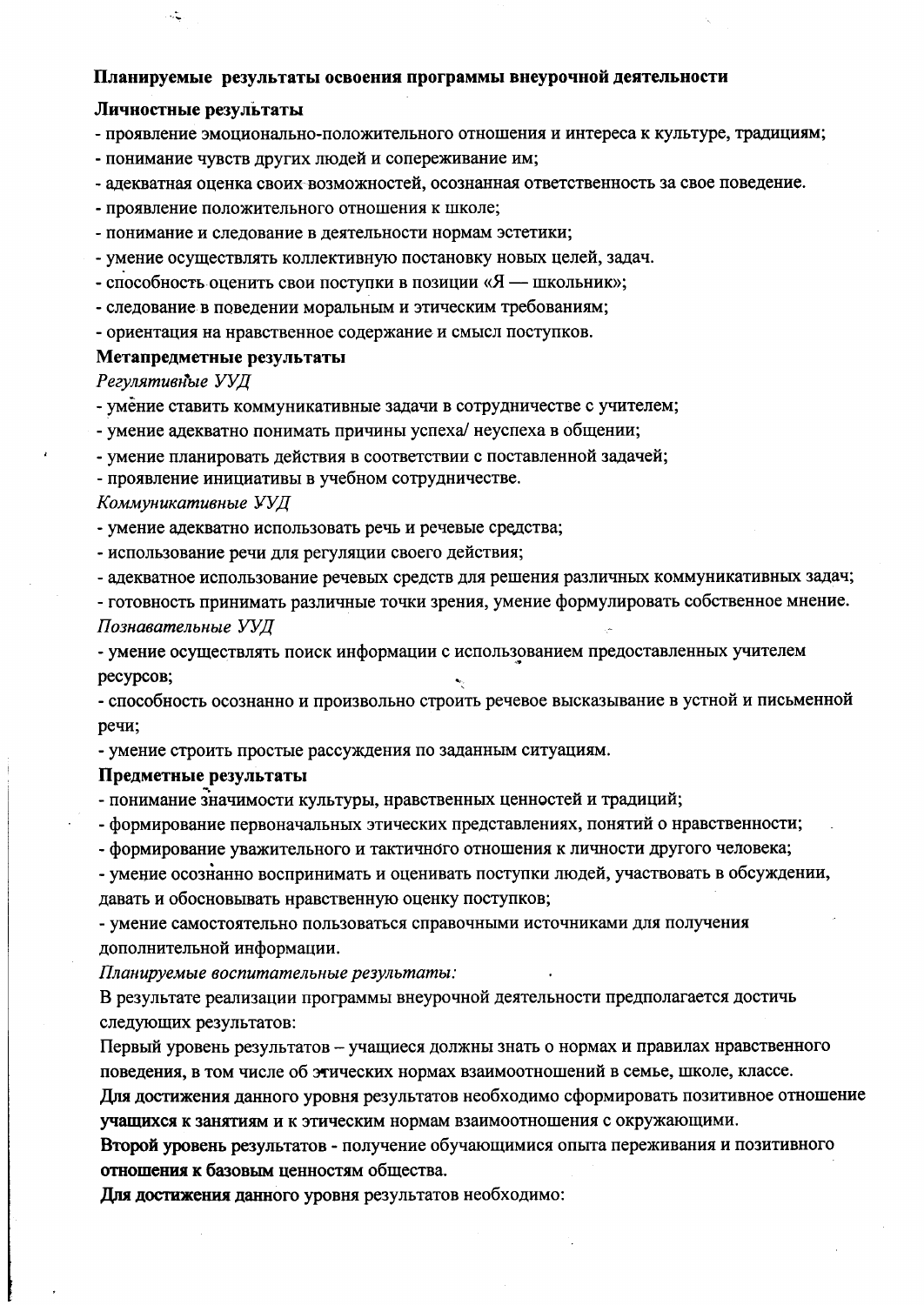**Планируемые результаты освоения программы внеурочной деятельности**

**Личностные результаты**

- проявление эмоционально-положительного отношения и интереса к культуре, традициям;
- понимание чувств других людей и сопереживание им;
- адекватная оценка своих возможностей, осознанная ответственность за свое поведение.
- проявление положительного отношения к школе;
- понимание и следование в деятельности нормам эстетики;
- умение осуществлять коллективную постановку новых целей, задач.
- способность оценить свои поступки в позиции «Я — школьник»;
- следование в поведении моральным и этическим требованиям;
- ориентация на нравственное содержание и смысл поступков.

**Метапредметные результаты**

*Регулятивные УУД*

- умение ставить коммуникативные задачи в сотрудничестве с учителем;
- умение адекватно понимать причины успеха/ неуспеха в общении;
- умение планировать действия в соответствии с поставленной задачей;
- проявление инициативы в учебном сотрудничестве.

*Коммуникативные УУД*

- умение адекватно использовать речь и речевые средства;
- использование речи для регуляции своего действия;
- адекватное использование речевых средств для решения различных коммуникативных задач;
- готовность принимать различные точки зрения, умение формулировать собственное мнение.

*Познавательные УУД*

- умение осуществлять поиск информации с использованием предоставленных учителем ресурсов;
- способность осознанно и произвольно строить речевое высказывание в устной и письменной речи;
- умение строить простые рассуждения по заданным ситуациям.

**Предметные результаты**

- понимание значимости культуры, нравственных ценностей и традиций;
- формирование первоначальных этических представлениях, понятий о нравственности;
- формирование уважительного и тактичного отношения к личности другого человека;
- умение осознанно воспринимать и оценивать поступки людей, участвовать в обсуждении, давать и обосновывать нравственную оценку поступков;
- умение самостоятельно пользоваться справочными источниками для получения дополнительной информации.

*Планируемые воспитательные результаты:*

В результате реализации программы внеурочной деятельности предполагается достичь следующих результатов:

Первый уровень результатов – учащиеся должны знать о нормах и правилах нравственного поведения, в том числе об этических нормах взаимоотношений в семье, школе, классе.

Для достижения данного уровня результатов необходимо сформировать позитивное отношение учащихся к занятиям и к этическим нормам взаимоотношения с окружающими.

Второй уровень результатов - получение обучающимися опыта переживания и позитивного отношения к базовым ценностям общества.

Для достижения данного уровня результатов необходимо: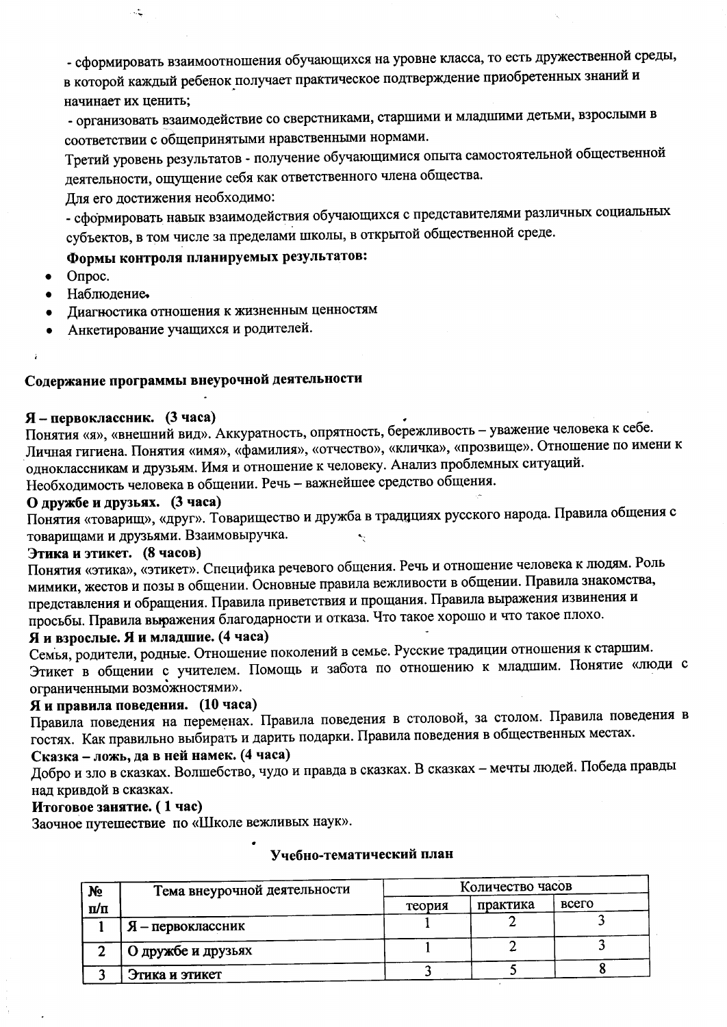- сформировать взаимоотношения обучающихся на уровне класса, то есть дружественной среды, в которой каждый ребенок получает практическое подтверждение приобретенных знаний и начинает их ценить;

- организовать взаимодействие со сверстниками, старшими и младшими детьми, взрослыми в соответствии с общепринятыми нравственными нормами.

Третий уровень результатов - получение обучающимися опыта самостоятельной общественной деятельности, ощущение себя как ответственного члена общества.

Для его достижения необходимо:

- сформировать навык взаимодействия обучающихся с представителями различных социальных субъектов, в том числе за пределами школы, в открытой общественной среде.

**Формы контроля планируемых результатов:**

- Опрос.
- Наблюдение.
- Диагностика отношения к жизненным ценностям
- Анкетирование учащихся и родителей.

## Содержание программы внеурочной деятельности

**Я – первоклассник. (3 часа)**
Понятия «я», «внешний вид». Аккуратность, опрятность, бережливость – уважение человека к себе. Личная гигиена. Понятия «имя», «фамилия», «отчество», «кличка», «прозвище». Отношение по имени к одноклассникам и друзьям. Имя и отношение к человеку. Анализ проблемных ситуаций. Необходимость человека в общении. Речь – важнейшее средство общения.

**О дружбе и друзьях. (3 часа)**
Понятия «товарищ», «друг». Товарищество и дружба в традициях русского народа. Правила общения с товарищами и друзьями. Взаимовыручка.

**Этика и этикет. (8 часов)**
Понятия «этика», «этикет». Специфика речевого общения. Речь и отношение человека к людям. Роль мимики, жестов и позы в общении. Основные правила вежливости в общении. Правила знакомства, представления и обращения. Правила приветствия и прощания. Правила выражения извинения и просьбы. Правила выражения благодарности и отказа. Что такое хорошо и что такое плохо.

**Я и взрослые. Я и младшие. (4 часа)**
Семья, родители, родные. Отношение поколений в семье. Русские традиции отношения к старшим. Этикет в общении с учителем. Помощь и забота по отношению к младшим. Понятие «люди с ограниченными возможностями».

**Я и правила поведения. (10 часа)**
Правила поведения на переменах. Правила поведения в столовой, за столом. Правила поведения в гостях. Как правильно выбирать и дарить подарки. Правила поведения в общественных местах.

**Сказка – ложь, да в ней намек. (4 часа)**
Добро и зло в сказках. Волшебство, чудо и правда в сказках. В сказках – мечты людей. Победа правды над кривдой в сказках.

**Итоговое занятие. ( 1 час)**
Заочное путешествие по «Школе вежливых наук».

### Учебно-тематический план

| № п/п | Тема внеурочной деятельности | Количество часов | | |
|---|---|---|---|---|
| | | теория | практика | всего |
| 1 | Я – первоклассник | 1 | 2 | 3 |
| 2 | О дружбе и друзьях | 1 | 2 | 3 |
| 3 | Этика и этикет | 3 | 5 | 8 |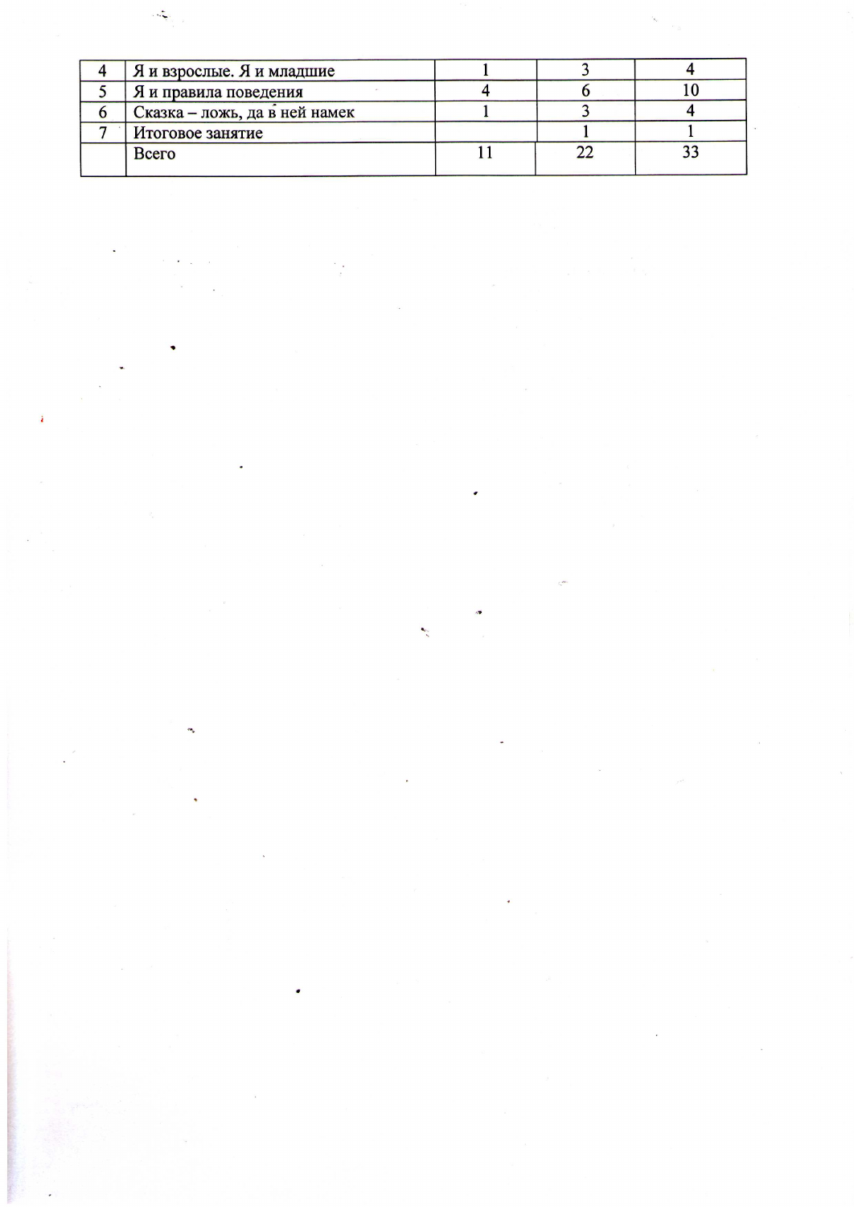| | | | | |
|---|---|---|---|---|
| 4 | Я и взрослые. Я и младшие | 1 | 3 | 4 |
| 5 | Я и правила поведения | 4 | 6 | 10 |
| 6 | Сказка – ложь, да в ней намек | 1 | 3 | 4 |
| 7 | Итоговое занятие | | 1 | 1 |
| | Всего | 11 | 22 | 33 |